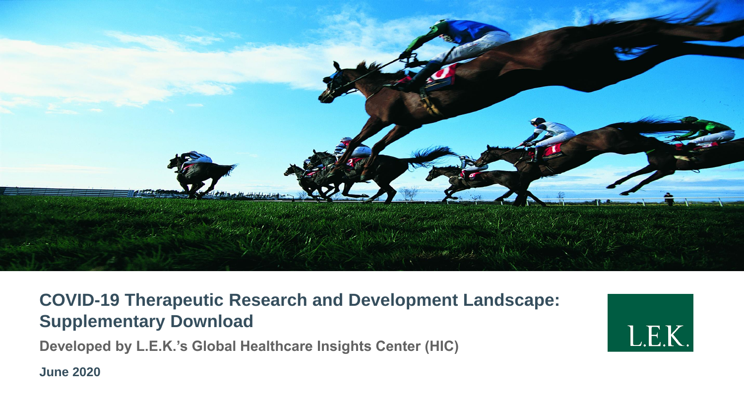# COVID-19 Therapeutic Research and Development Landscape: Supplementary Download

**Developed by L.E.K.'s Global Healthcare Insights Center (HIC)**

**June 2020**

L.E.K.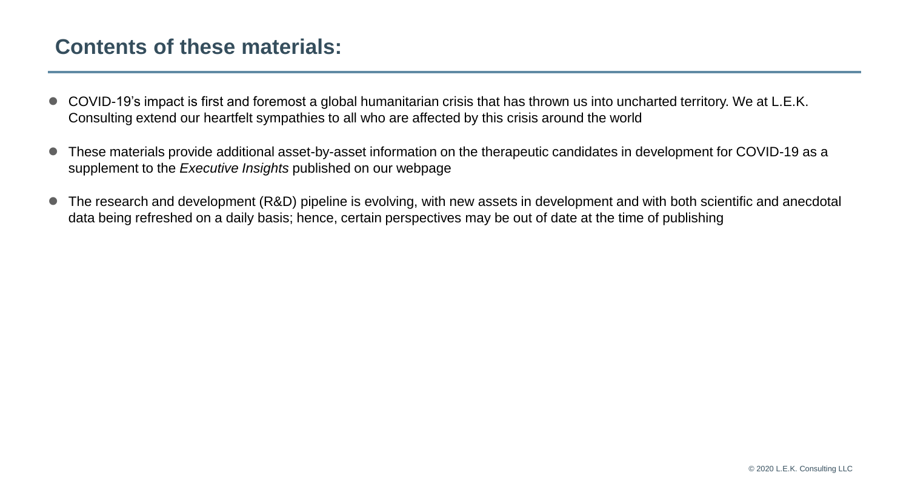## Contents of these materials:

- COVID-19's impact is first and foremost a global humanitarian crisis that has thrown us into uncharted territory. We at L.E.K. Consulting extend our heartfelt sympathies to all who are affected by this crisis around the world
- These materials provide additional asset-by-asset information on the therapeutic candidates in development for COVID-19 as a supplement to the *Executive Insights* published on our webpage
- The research and development (R&D) pipeline is evolving, with new assets in development and with both scientific and anecdotal data being refreshed on a daily basis; hence, certain perspectives may be out of date at the time of publishing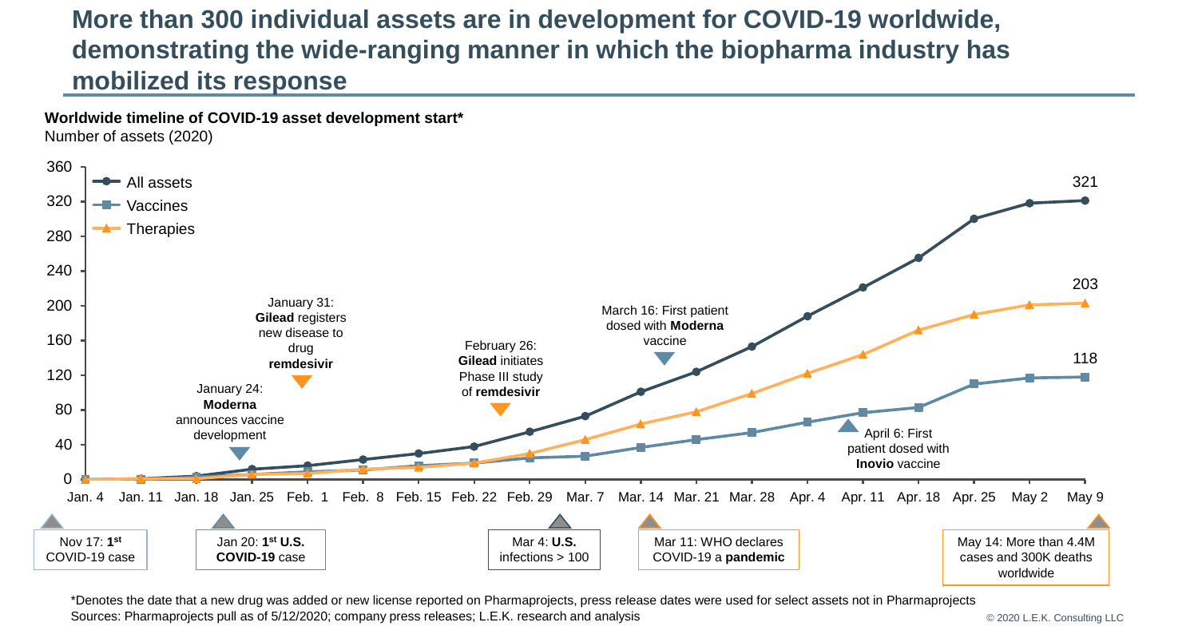# More than 300 individual assets are in development for COVID-19 worldwide, demonstrating the wide-ranging manner in which the biopharma industry has mobilized its response

**Worldwide timeline of COVID-19 asset development start***

Number of assets (2020)

Legend: All assets, Vaccines, Therapies

End values (May 9): All assets 321; Therapies 203; Vaccines 118

X-axis: Jan. 4, Jan. 11, Jan. 18, Jan. 25, Feb. 1, Feb. 8, Feb. 15, Feb. 22, Feb. 29, Mar. 7, Mar. 14, Mar. 21, Mar. 28, Apr. 4, Apr. 11, Apr. 18, Apr. 25, May 2, May 9

Y-axis: 0, 40, 80, 120, 160, 200, 240, 280, 320, 360

Chart annotations:

- January 24: **Moderna** announces vaccine development
- January 31: **Gilead** registers new disease to drug **remdesivir**
- February 26: **Gilead** initiates Phase III study of **remdesivir**
- March 16: First patient dosed with **Moderna** vaccine
- April 6: First patient dosed with **Inovio** vaccine

Timeline events:

- Nov 17: **1st** COVID-19 case
- Jan 20: **1st U.S. COVID-19** case
- Mar 4: **U.S.** infections > 100
- Mar 11: WHO declares COVID-19 a **pandemic**
- May 14: More than 4.4M cases and 300K deaths worldwide

*Denotes the date that a new drug was added or new license reported on Pharmaprojects, press release dates were used for select assets not in Pharmaprojects

Sources: Pharmaprojects pull as of 5/12/2020; company press releases; L.E.K. research and analysis

© 2020 L.E.K. Consulting LLC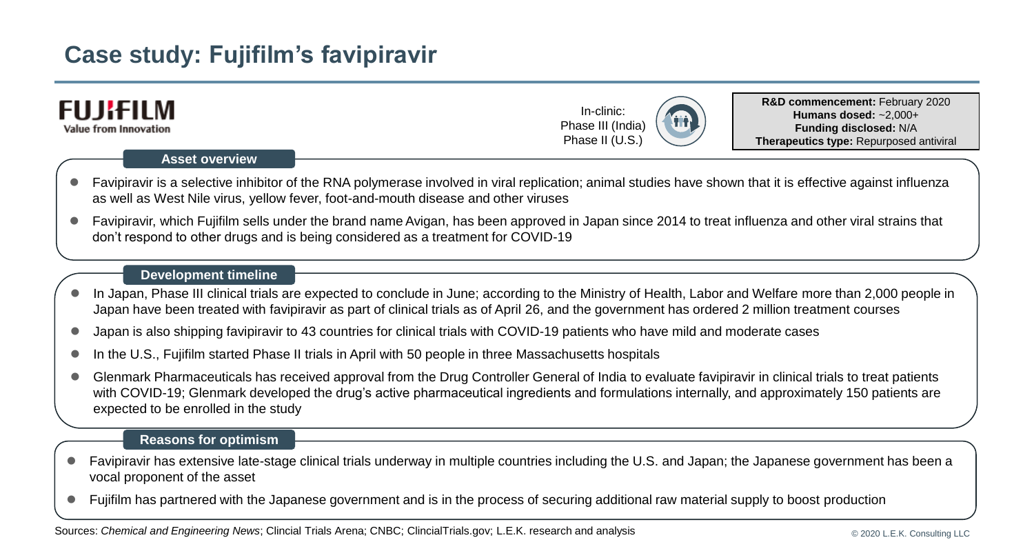# Case study: Fujifilm's favipiravir

**FUJIFILM**
Value from Innovation

In-clinic:
Phase III (India)
Phase II (U.S.)

**R&D commencement:** February 2020
**Humans dosed:** ~2,000+
**Funding disclosed:** N/A
**Therapeutics type:** Repurposed antiviral

### Asset overview

- Favipiravir is a selective inhibitor of the RNA polymerase involved in viral replication; animal studies have shown that it is effective against influenza as well as West Nile virus, yellow fever, foot-and-mouth disease and other viruses
- Favipiravir, which Fujifilm sells under the brand name Avigan, has been approved in Japan since 2014 to treat influenza and other viral strains that don't respond to other drugs and is being considered as a treatment for COVID-19

### Development timeline

- In Japan, Phase III clinical trials are expected to conclude in June; according to the Ministry of Health, Labor and Welfare more than 2,000 people in Japan have been treated with favipiravir as part of clinical trials as of April 26, and the government has ordered 2 million treatment courses
- Japan is also shipping favipiravir to 43 countries for clinical trials with COVID-19 patients who have mild and moderate cases
- In the U.S., Fujifilm started Phase II trials in April with 50 people in three Massachusetts hospitals
- Glenmark Pharmaceuticals has received approval from the Drug Controller General of India to evaluate favipiravir in clinical trials to treat patients with COVID-19; Glenmark developed the drug's active pharmaceutical ingredients and formulations internally, and approximately 150 patients are expected to be enrolled in the study

### Reasons for optimism

- Favipiravir has extensive late-stage clinical trials underway in multiple countries including the U.S. and Japan; the Japanese government has been a vocal proponent of the asset
- Fujifilm has partnered with the Japanese government and is in the process of securing additional raw material supply to boost production

Sources: *Chemical and Engineering News*; Clincial Trials Arena; CNBC; ClincialTrials.gov; L.E.K. research and analysis

© 2020 L.E.K. Consulting LLC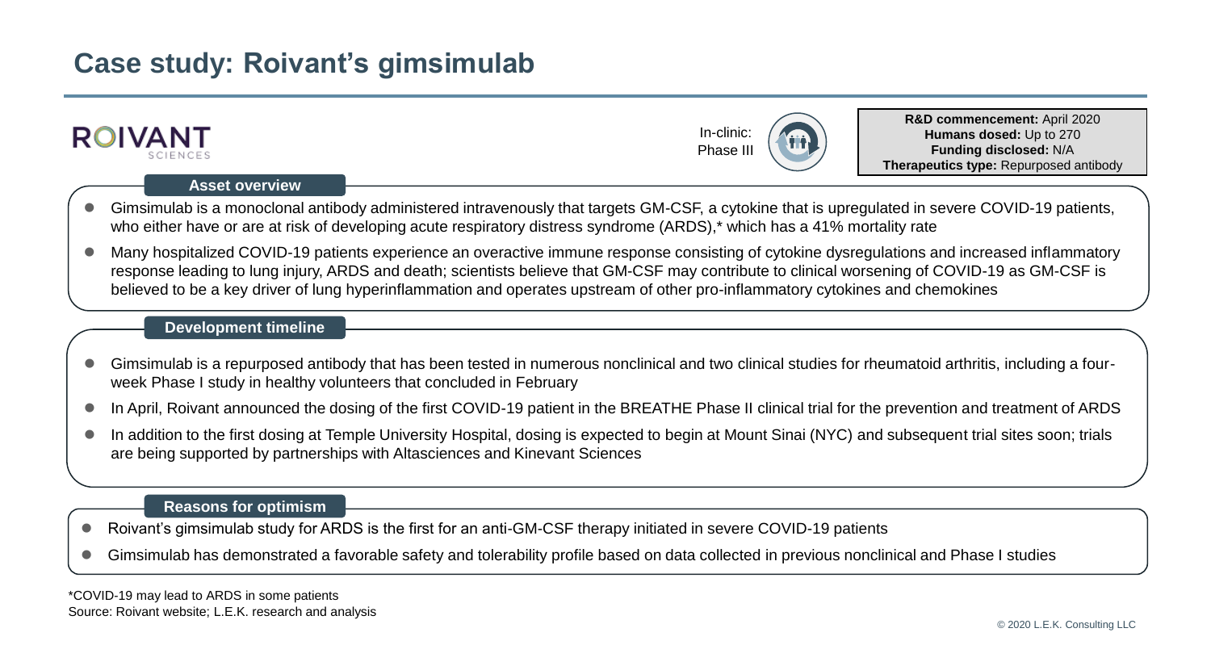# Case study: Roivant's gimsimulab

ROIVANT SCIENCES

In-clinic: Phase III

**R&D commencement:** April 2020
**Humans dosed:** Up to 270
**Funding disclosed:** N/A
**Therapeutics type:** Repurposed antibody

### Asset overview

- Gimsimulab is a monoclonal antibody administered intravenously that targets GM-CSF, a cytokine that is upregulated in severe COVID-19 patients, who either have or are at risk of developing acute respiratory distress syndrome (ARDS),* which has a 41% mortality rate
- Many hospitalized COVID-19 patients experience an overactive immune response consisting of cytokine dysregulations and increased inflammatory response leading to lung injury, ARDS and death; scientists believe that GM-CSF may contribute to clinical worsening of COVID-19 as GM-CSF is believed to be a key driver of lung hyperinflammation and operates upstream of other pro-inflammatory cytokines and chemokines

### Development timeline

- Gimsimulab is a repurposed antibody that has been tested in numerous nonclinical and two clinical studies for rheumatoid arthritis, including a four-week Phase I study in healthy volunteers that concluded in February
- In April, Roivant announced the dosing of the first COVID-19 patient in the BREATHE Phase II clinical trial for the prevention and treatment of ARDS
- In addition to the first dosing at Temple University Hospital, dosing is expected to begin at Mount Sinai (NYC) and subsequent trial sites soon; trials are being supported by partnerships with Altasciences and Kinevant Sciences

### Reasons for optimism

- Roivant's gimsimulab study for ARDS is the first for an anti-GM-CSF therapy initiated in severe COVID-19 patients
- Gimsimulab has demonstrated a favorable safety and tolerability profile based on data collected in previous nonclinical and Phase I studies

*COVID-19 may lead to ARDS in some patients
Source: Roivant website; L.E.K. research and analysis

© 2020 L.E.K. Consulting LLC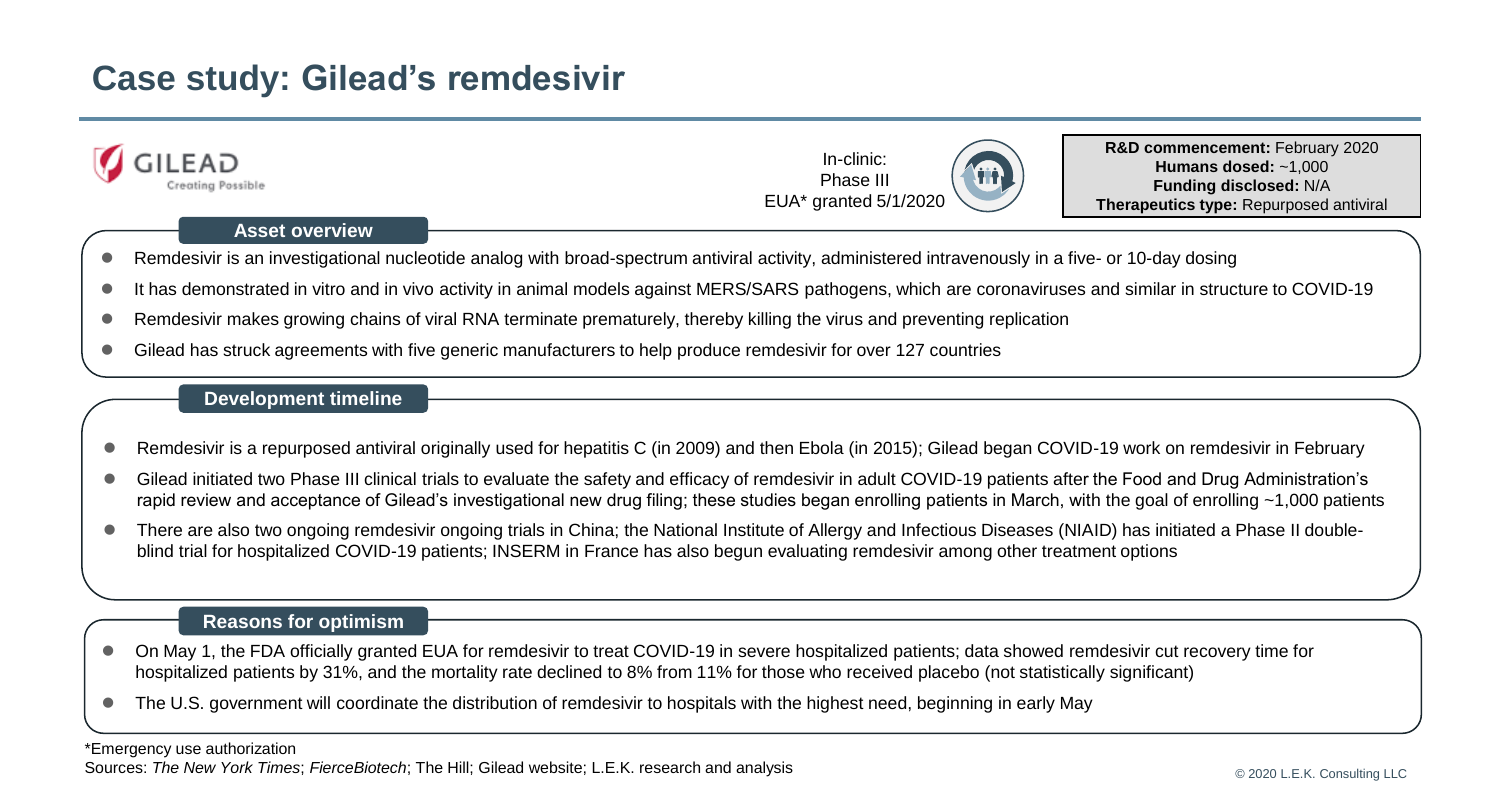# Case study: Gilead's remdesivir

GILEAD Creating Possible

In-clinic: Phase III
EUA* granted 5/1/2020

**R&D commencement:** February 2020
**Humans dosed:** ~1,000
**Funding disclosed:** N/A
**Therapeutics type:** Repurposed antiviral

### Asset overview

- Remdesivir is an investigational nucleotide analog with broad-spectrum antiviral activity, administered intravenously in a five- or 10-day dosing
- It has demonstrated in vitro and in vivo activity in animal models against MERS/SARS pathogens, which are coronaviruses and similar in structure to COVID-19
- Remdesivir makes growing chains of viral RNA terminate prematurely, thereby killing the virus and preventing replication
- Gilead has struck agreements with five generic manufacturers to help produce remdesivir for over 127 countries

### Development timeline

- Remdesivir is a repurposed antiviral originally used for hepatitis C (in 2009) and then Ebola (in 2015); Gilead began COVID-19 work on remdesivir in February
- Gilead initiated two Phase III clinical trials to evaluate the safety and efficacy of remdesivir in adult COVID-19 patients after the Food and Drug Administration's rapid review and acceptance of Gilead's investigational new drug filing; these studies began enrolling patients in March, with the goal of enrolling ~1,000 patients
- There are also two ongoing remdesivir ongoing trials in China; the National Institute of Allergy and Infectious Diseases (NIAID) has initiated a Phase II double-blind trial for hospitalized COVID-19 patients; INSERM in France has also begun evaluating remdesivir among other treatment options

### Reasons for optimism

- On May 1, the FDA officially granted EUA for remdesivir to treat COVID-19 in severe hospitalized patients; data showed remdesivir cut recovery time for hospitalized patients by 31%, and the mortality rate declined to 8% from 11% for those who received placebo (not statistically significant)
- The U.S. government will coordinate the distribution of remdesivir to hospitals with the highest need, beginning in early May

*Emergency use authorization

Sources: *The New York Times*; *FierceBiotech*; The Hill; Gilead website; L.E.K. research and analysis

© 2020 L.E.K. Consulting LLC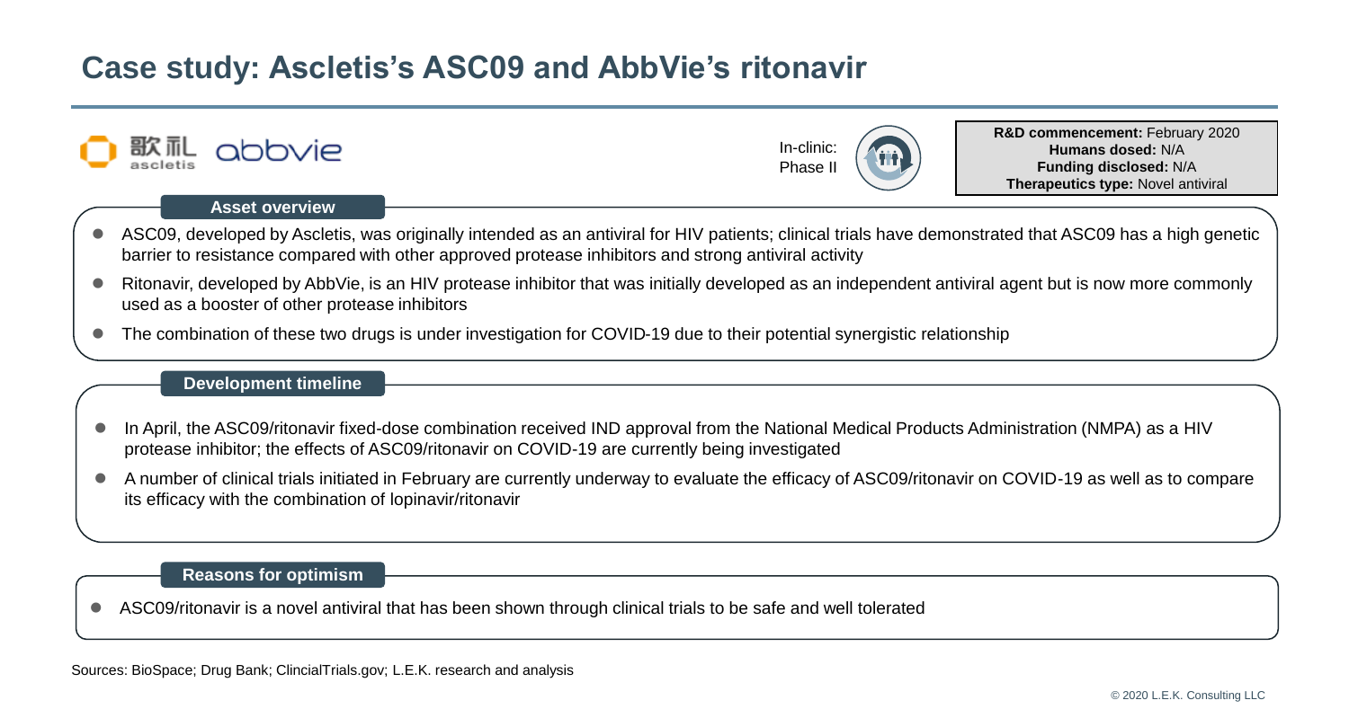# Case study: Ascletis's ASC09 and AbbVie's ritonavir

歌礼 ascletis abbvie

In-clinic: Phase II

**R&D commencement:** February 2020
**Humans dosed:** N/A
**Funding disclosed:** N/A
**Therapeutics type:** Novel antiviral

## Asset overview

- ASC09, developed by Ascletis, was originally intended as an antiviral for HIV patients; clinical trials have demonstrated that ASC09 has a high genetic barrier to resistance compared with other approved protease inhibitors and strong antiviral activity
- Ritonavir, developed by AbbVie, is an HIV protease inhibitor that was initially developed as an independent antiviral agent but is now more commonly used as a booster of other protease inhibitors
- The combination of these two drugs is under investigation for COVID-19 due to their potential synergistic relationship

## Development timeline

- In April, the ASC09/ritonavir fixed-dose combination received IND approval from the National Medical Products Administration (NMPA) as a HIV protease inhibitor; the effects of ASC09/ritonavir on COVID-19 are currently being investigated
- A number of clinical trials initiated in February are currently underway to evaluate the efficacy of ASC09/ritonavir on COVID-19 as well as to compare its efficacy with the combination of lopinavir/ritonavir

## Reasons for optimism

- ASC09/ritonavir is a novel antiviral that has been shown through clinical trials to be safe and well tolerated

Sources: BioSpace; Drug Bank; ClincialTrials.gov; L.E.K. research and analysis

© 2020 L.E.K. Consulting LLC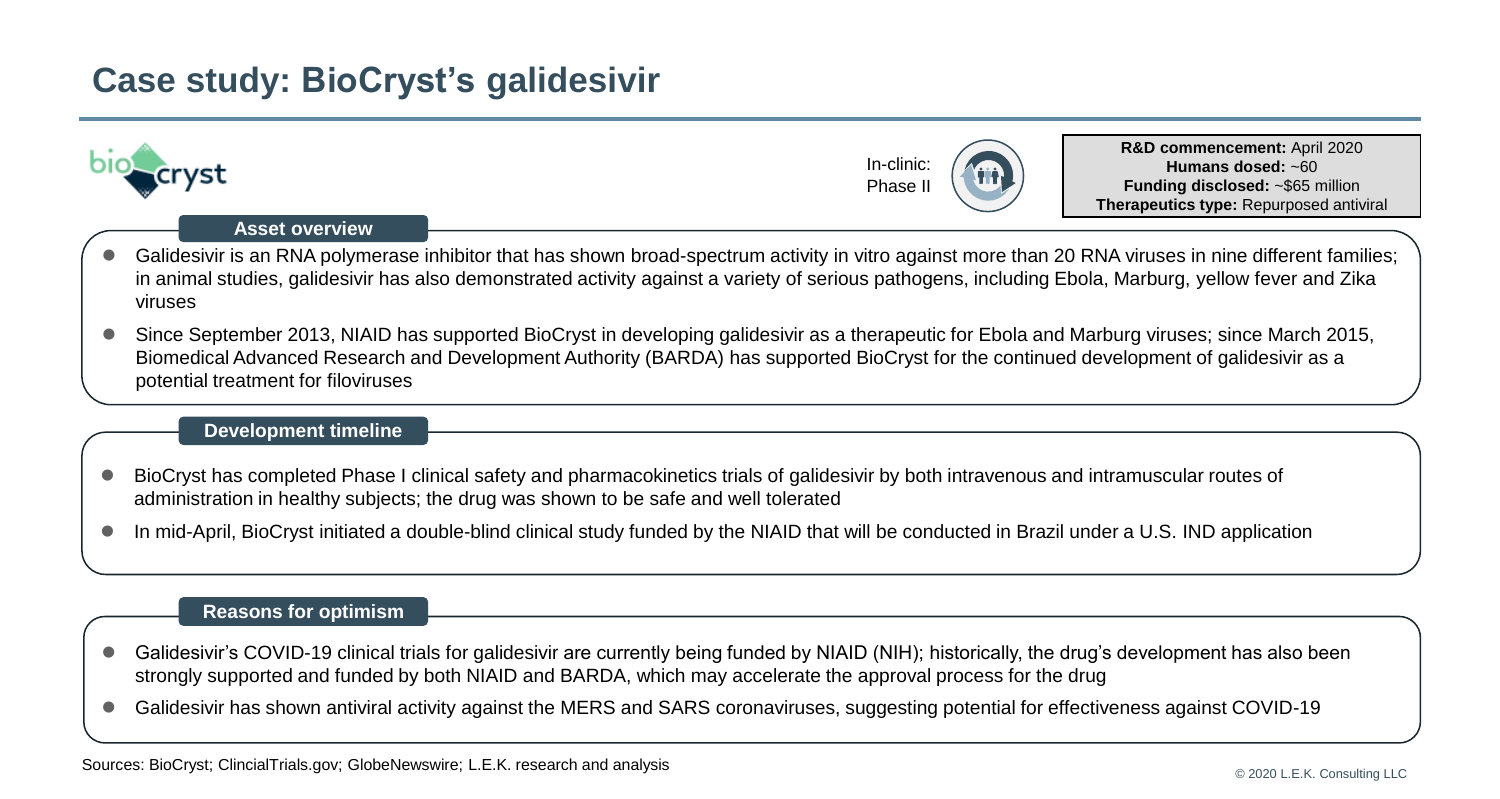# Case study: BioCryst's galidesivir

biocryst

In-clinic: Phase II

**R&D commencement:** April 2020
**Humans dosed:** ~60
**Funding disclosed:** ~$65 million
**Therapeutics type:** Repurposed antiviral

## Asset overview

- Galidesivir is an RNA polymerase inhibitor that has shown broad-spectrum activity in vitro against more than 20 RNA viruses in nine different families; in animal studies, galidesivir has also demonstrated activity against a variety of serious pathogens, including Ebola, Marburg, yellow fever and Zika viruses
- Since September 2013, NIAID has supported BioCryst in developing galidesivir as a therapeutic for Ebola and Marburg viruses; since March 2015, Biomedical Advanced Research and Development Authority (BARDA) has supported BioCryst for the continued development of galidesivir as a potential treatment for filoviruses

## Development timeline

- BioCryst has completed Phase I clinical safety and pharmacokinetics trials of galidesivir by both intravenous and intramuscular routes of administration in healthy subjects; the drug was shown to be safe and well tolerated
- In mid-April, BioCryst initiated a double-blind clinical study funded by the NIAID that will be conducted in Brazil under a U.S. IND application

## Reasons for optimism

- Galidesivir's COVID-19 clinical trials for galidesivir are currently being funded by NIAID (NIH); historically, the drug's development has also been strongly supported and funded by both NIAID and BARDA, which may accelerate the approval process for the drug
- Galidesivir has shown antiviral activity against the MERS and SARS coronaviruses, suggesting potential for effectiveness against COVID-19

Sources: BioCryst; ClincialTrials.gov; GlobeNewswire; L.E.K. research and analysis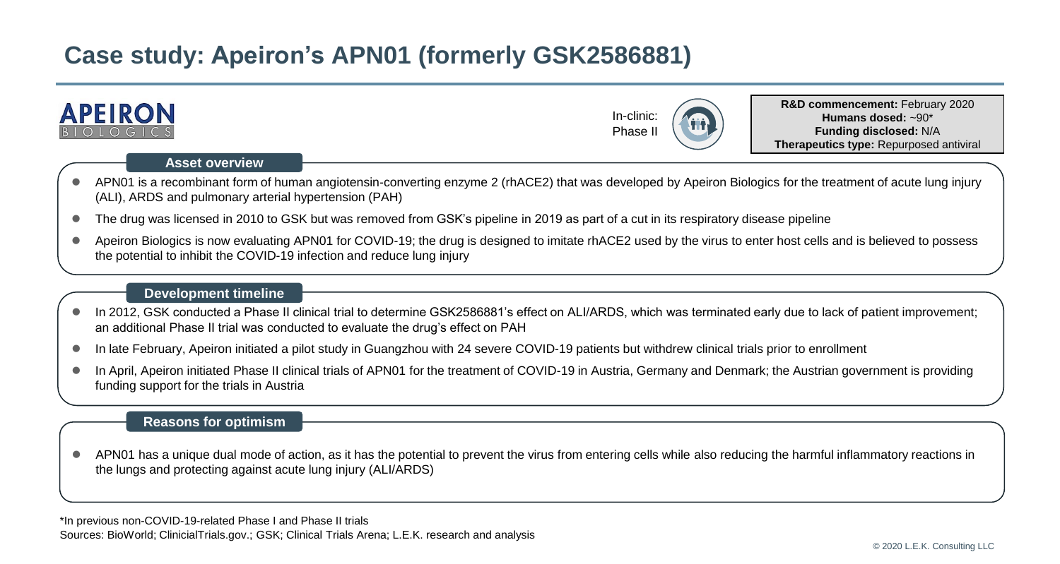# Case study: Apeiron's APN01 (formerly GSK2586881)

APEIRON BIOLOGICS

In-clinic: Phase II

**R&D commencement:** February 2020
**Humans dosed:** ~90*
**Funding disclosed:** N/A
**Therapeutics type:** Repurposed antiviral

### Asset overview

- APN01 is a recombinant form of human angiotensin-converting enzyme 2 (rhACE2) that was developed by Apeiron Biologics for the treatment of acute lung injury (ALI), ARDS and pulmonary arterial hypertension (PAH)
- The drug was licensed in 2010 to GSK but was removed from GSK's pipeline in 2019 as part of a cut in its respiratory disease pipeline
- Apeiron Biologics is now evaluating APN01 for COVID-19; the drug is designed to imitate rhACE2 used by the virus to enter host cells and is believed to possess the potential to inhibit the COVID-19 infection and reduce lung injury

### Development timeline

- In 2012, GSK conducted a Phase II clinical trial to determine GSK2586881's effect on ALI/ARDS, which was terminated early due to lack of patient improvement; an additional Phase II trial was conducted to evaluate the drug's effect on PAH
- In late February, Apeiron initiated a pilot study in Guangzhou with 24 severe COVID-19 patients but withdrew clinical trials prior to enrollment
- In April, Apeiron initiated Phase II clinical trials of APN01 for the treatment of COVID-19 in Austria, Germany and Denmark; the Austrian government is providing funding support for the trials in Austria

### Reasons for optimism

- APN01 has a unique dual mode of action, as it has the potential to prevent the virus from entering cells while also reducing the harmful inflammatory reactions in the lungs and protecting against acute lung injury (ALI/ARDS)

*In previous non-COVID-19-related Phase I and Phase II trials

Sources: BioWorld; ClinicialTrials.gov.; GSK; Clinical Trials Arena; L.E.K. research and analysis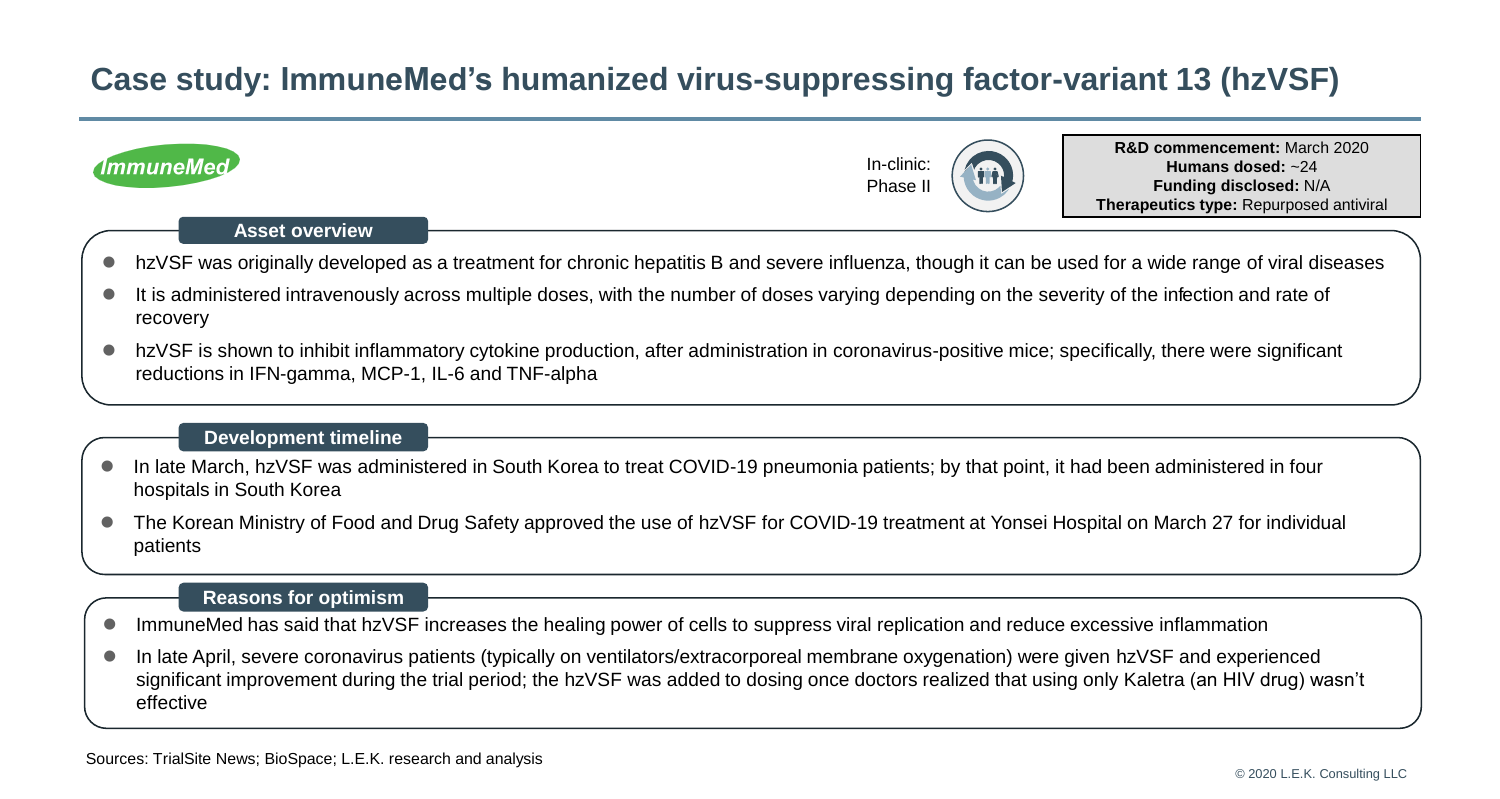# Case study: ImmuneMed's humanized virus-suppressing factor-variant 13 (hzVSF)

ImmuneMed

In-clinic: Phase II

**R&D commencement:** March 2020
**Humans dosed:** ~24
**Funding disclosed:** N/A
**Therapeutics type:** Repurposed antiviral

### Asset overview

- hzVSF was originally developed as a treatment for chronic hepatitis B and severe influenza, though it can be used for a wide range of viral diseases
- It is administered intravenously across multiple doses, with the number of doses varying depending on the severity of the infection and rate of recovery
- hzVSF is shown to inhibit inflammatory cytokine production, after administration in coronavirus-positive mice; specifically, there were significant reductions in IFN-gamma, MCP-1, IL-6 and TNF-alpha

### Development timeline

- In late March, hzVSF was administered in South Korea to treat COVID-19 pneumonia patients; by that point, it had been administered in four hospitals in South Korea
- The Korean Ministry of Food and Drug Safety approved the use of hzVSF for COVID-19 treatment at Yonsei Hospital on March 27 for individual patients

### Reasons for optimism

- ImmuneMed has said that hzVSF increases the healing power of cells to suppress viral replication and reduce excessive inflammation
- In late April, severe coronavirus patients (typically on ventilators/extracorporeal membrane oxygenation) were given hzVSF and experienced significant improvement during the trial period; the hzVSF was added to dosing once doctors realized that using only Kaletra (an HIV drug) wasn't effective

Sources: TrialSite News; BioSpace; L.E.K. research and analysis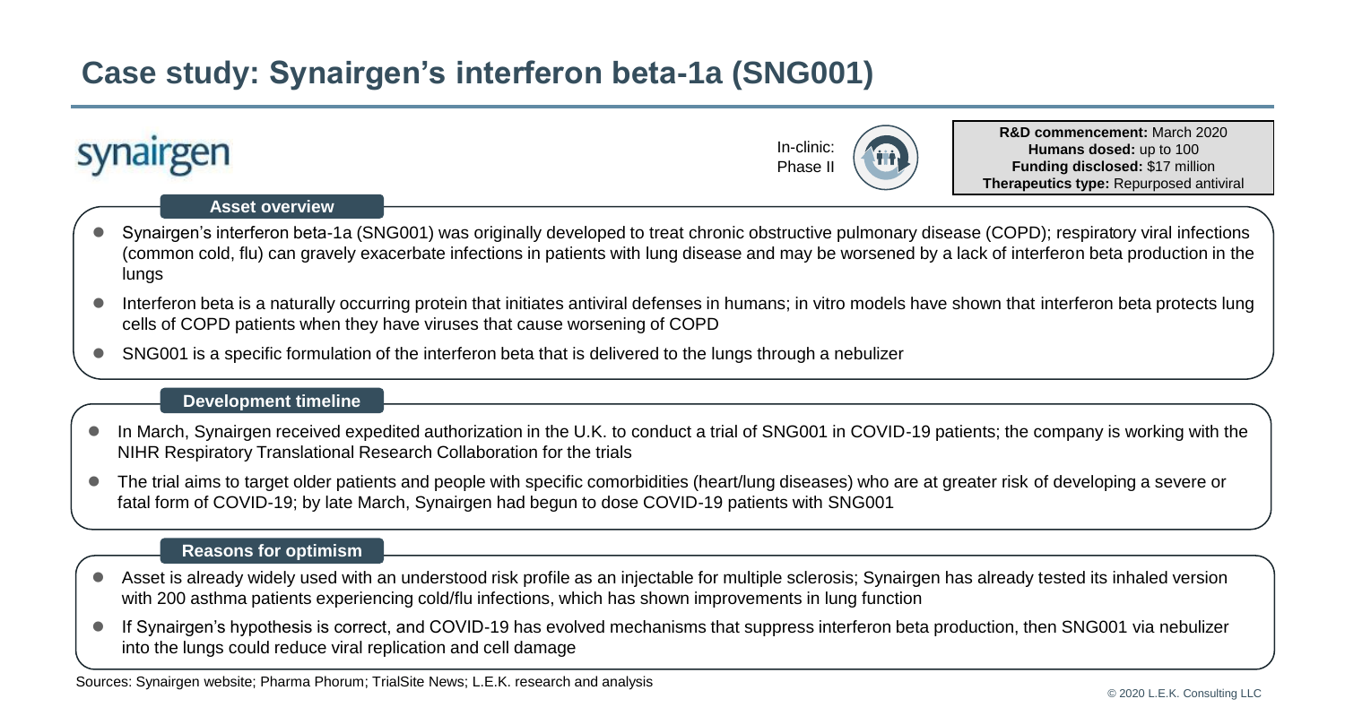# Case study: Synairgen's interferon beta-1a (SNG001)

synairgen

In-clinic: Phase II

**R&D commencement:** March 2020
**Humans dosed:** up to 100
**Funding disclosed:** $17 million
**Therapeutics type:** Repurposed antiviral

### Asset overview

- Synairgen's interferon beta-1a (SNG001) was originally developed to treat chronic obstructive pulmonary disease (COPD); respiratory viral infections (common cold, flu) can gravely exacerbate infections in patients with lung disease and may be worsened by a lack of interferon beta production in the lungs
- Interferon beta is a naturally occurring protein that initiates antiviral defenses in humans; in vitro models have shown that interferon beta protects lung cells of COPD patients when they have viruses that cause worsening of COPD
- SNG001 is a specific formulation of the interferon beta that is delivered to the lungs through a nebulizer

### Development timeline

- In March, Synairgen received expedited authorization in the U.K. to conduct a trial of SNG001 in COVID-19 patients; the company is working with the NIHR Respiratory Translational Research Collaboration for the trials
- The trial aims to target older patients and people with specific comorbidities (heart/lung diseases) who are at greater risk of developing a severe or fatal form of COVID-19; by late March, Synairgen had begun to dose COVID-19 patients with SNG001

### Reasons for optimism

- Asset is already widely used with an understood risk profile as an injectable for multiple sclerosis; Synairgen has already tested its inhaled version with 200 asthma patients experiencing cold/flu infections, which has shown improvements in lung function
- If Synairgen's hypothesis is correct, and COVID-19 has evolved mechanisms that suppress interferon beta production, then SNG001 via nebulizer into the lungs could reduce viral replication and cell damage

Sources: Synairgen website; Pharma Phorum; TrialSite News; L.E.K. research and analysis

© 2020 L.E.K. Consulting LLC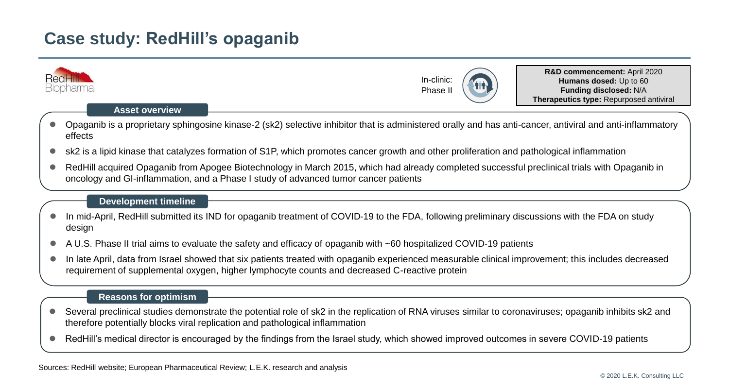# Case study: RedHill's opaganib

RedHill Biopharma

In-clinic: Phase II

**R&D commencement:** April 2020
**Humans dosed:** Up to 60
**Funding disclosed:** N/A
**Therapeutics type:** Repurposed antiviral

### Asset overview

- Opaganib is a proprietary sphingosine kinase-2 (sk2) selective inhibitor that is administered orally and has anti-cancer, antiviral and anti-inflammatory effects
- sk2 is a lipid kinase that catalyzes formation of S1P, which promotes cancer growth and other proliferation and pathological inflammation
- RedHill acquired Opaganib from Apogee Biotechnology in March 2015, which had already completed successful preclinical trials with Opaganib in oncology and GI-inflammation, and a Phase I study of advanced tumor cancer patients

### Development timeline

- In mid-April, RedHill submitted its IND for opaganib treatment of COVID-19 to the FDA, following preliminary discussions with the FDA on study design
- A U.S. Phase II trial aims to evaluate the safety and efficacy of opaganib with ~60 hospitalized COVID-19 patients
- In late April, data from Israel showed that six patients treated with opaganib experienced measurable clinical improvement; this includes decreased requirement of supplemental oxygen, higher lymphocyte counts and decreased C-reactive protein

### Reasons for optimism

- Several preclinical studies demonstrate the potential role of sk2 in the replication of RNA viruses similar to coronaviruses; opaganib inhibits sk2 and therefore potentially blocks viral replication and pathological inflammation
- RedHill's medical director is encouraged by the findings from the Israel study, which showed improved outcomes in severe COVID-19 patients

Sources: RedHill website; European Pharmaceutical Review; L.E.K. research and analysis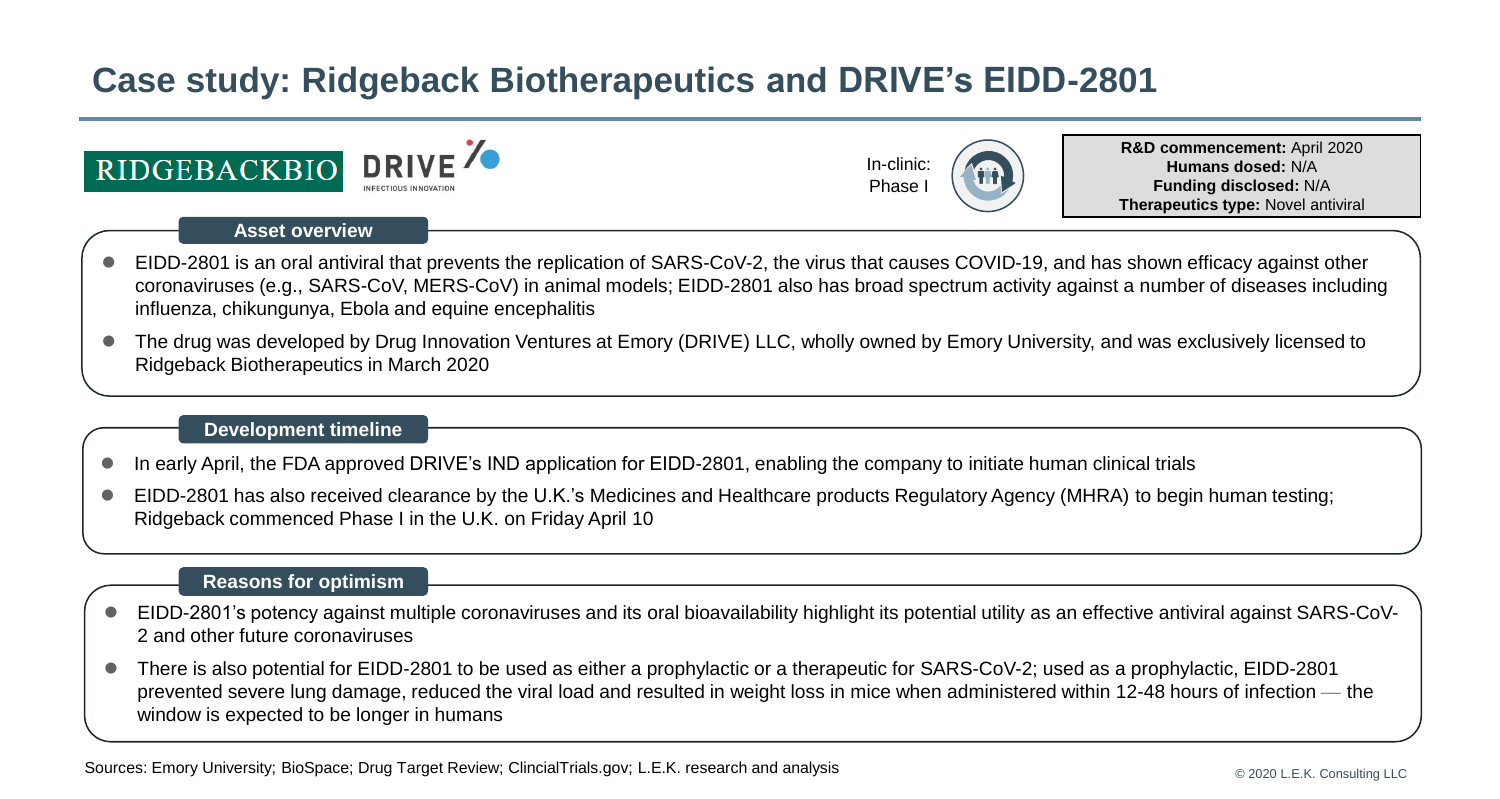# Case study: Ridgeback Biotherapeutics and DRIVE's EIDD-2801

RIDGEBACKBIO DRIVE INFECTIOUS INNOVATION

In-clinic: Phase I

**R&D commencement:** April 2020
**Humans dosed:** N/A
**Funding disclosed:** N/A
**Therapeutics type:** Novel antiviral

### Asset overview

- EIDD-2801 is an oral antiviral that prevents the replication of SARS-CoV-2, the virus that causes COVID-19, and has shown efficacy against other coronaviruses (e.g., SARS-CoV, MERS-CoV) in animal models; EIDD-2801 also has broad spectrum activity against a number of diseases including influenza, chikungunya, Ebola and equine encephalitis
- The drug was developed by Drug Innovation Ventures at Emory (DRIVE) LLC, wholly owned by Emory University, and was exclusively licensed to Ridgeback Biotherapeutics in March 2020

### Development timeline

- In early April, the FDA approved DRIVE's IND application for EIDD-2801, enabling the company to initiate human clinical trials
- EIDD-2801 has also received clearance by the U.K.'s Medicines and Healthcare products Regulatory Agency (MHRA) to begin human testing; Ridgeback commenced Phase I in the U.K. on Friday April 10

### Reasons for optimism

- EIDD-2801's potency against multiple coronaviruses and its oral bioavailability highlight its potential utility as an effective antiviral against SARS-CoV-2 and other future coronaviruses
- There is also potential for EIDD-2801 to be used as either a prophylactic or a therapeutic for SARS-CoV-2; used as a prophylactic, EIDD-2801 prevented severe lung damage, reduced the viral load and resulted in weight loss in mice when administered within 12-48 hours of infection — the window is expected to be longer in humans

Sources: Emory University; BioSpace; Drug Target Review; ClincialTrials.gov; L.E.K. research and analysis

© 2020 L.E.K. Consulting LLC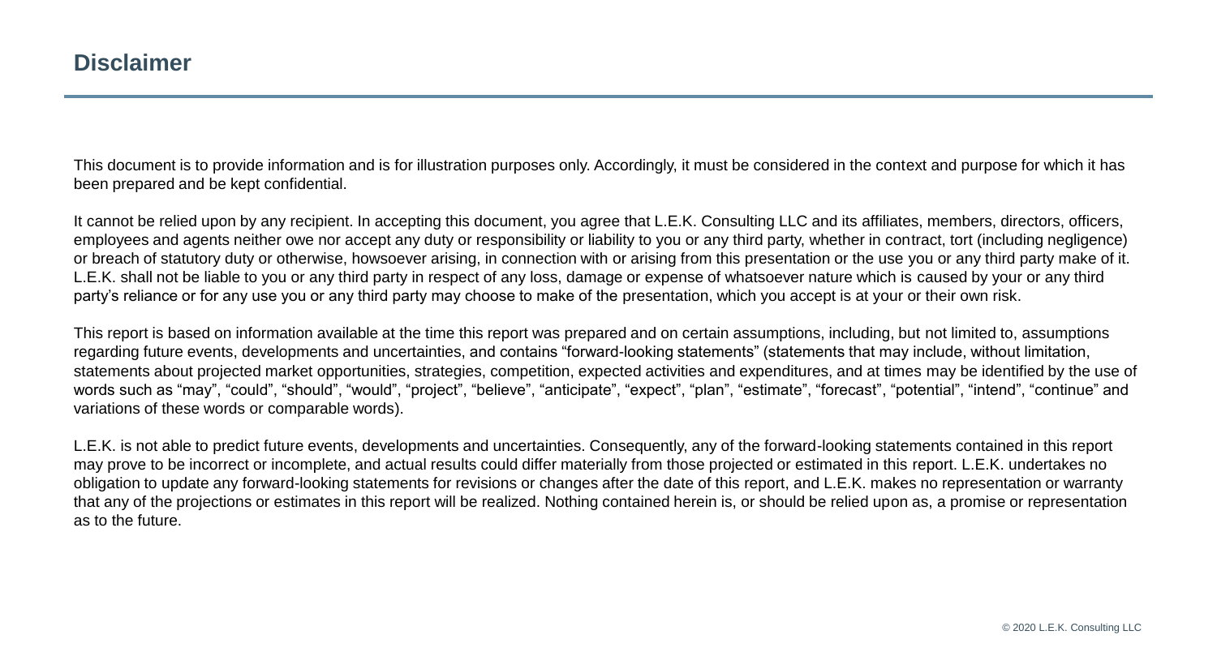# Disclaimer

This document is to provide information and is for illustration purposes only. Accordingly, it must be considered in the context and purpose for which it has been prepared and be kept confidential.

It cannot be relied upon by any recipient. In accepting this document, you agree that L.E.K. Consulting LLC and its affiliates, members, directors, officers, employees and agents neither owe nor accept any duty or responsibility or liability to you or any third party, whether in contract, tort (including negligence) or breach of statutory duty or otherwise, howsoever arising, in connection with or arising from this presentation or the use you or any third party make of it. L.E.K. shall not be liable to you or any third party in respect of any loss, damage or expense of whatsoever nature which is caused by your or any third party's reliance or for any use you or any third party may choose to make of the presentation, which you accept is at your or their own risk.

This report is based on information available at the time this report was prepared and on certain assumptions, including, but not limited to, assumptions regarding future events, developments and uncertainties, and contains "forward-looking statements" (statements that may include, without limitation, statements about projected market opportunities, strategies, competition, expected activities and expenditures, and at times may be identified by the use of words such as "may", "could", "should", "would", "project", "believe", "anticipate", "expect", "plan", "estimate", "forecast", "potential", "intend", "continue" and variations of these words or comparable words).

L.E.K. is not able to predict future events, developments and uncertainties. Consequently, any of the forward-looking statements contained in this report may prove to be incorrect or incomplete, and actual results could differ materially from those projected or estimated in this report. L.E.K. undertakes no obligation to update any forward-looking statements for revisions or changes after the date of this report, and L.E.K. makes no representation or warranty that any of the projections or estimates in this report will be realized. Nothing contained herein is, or should be relied upon as, a promise or representation as to the future.